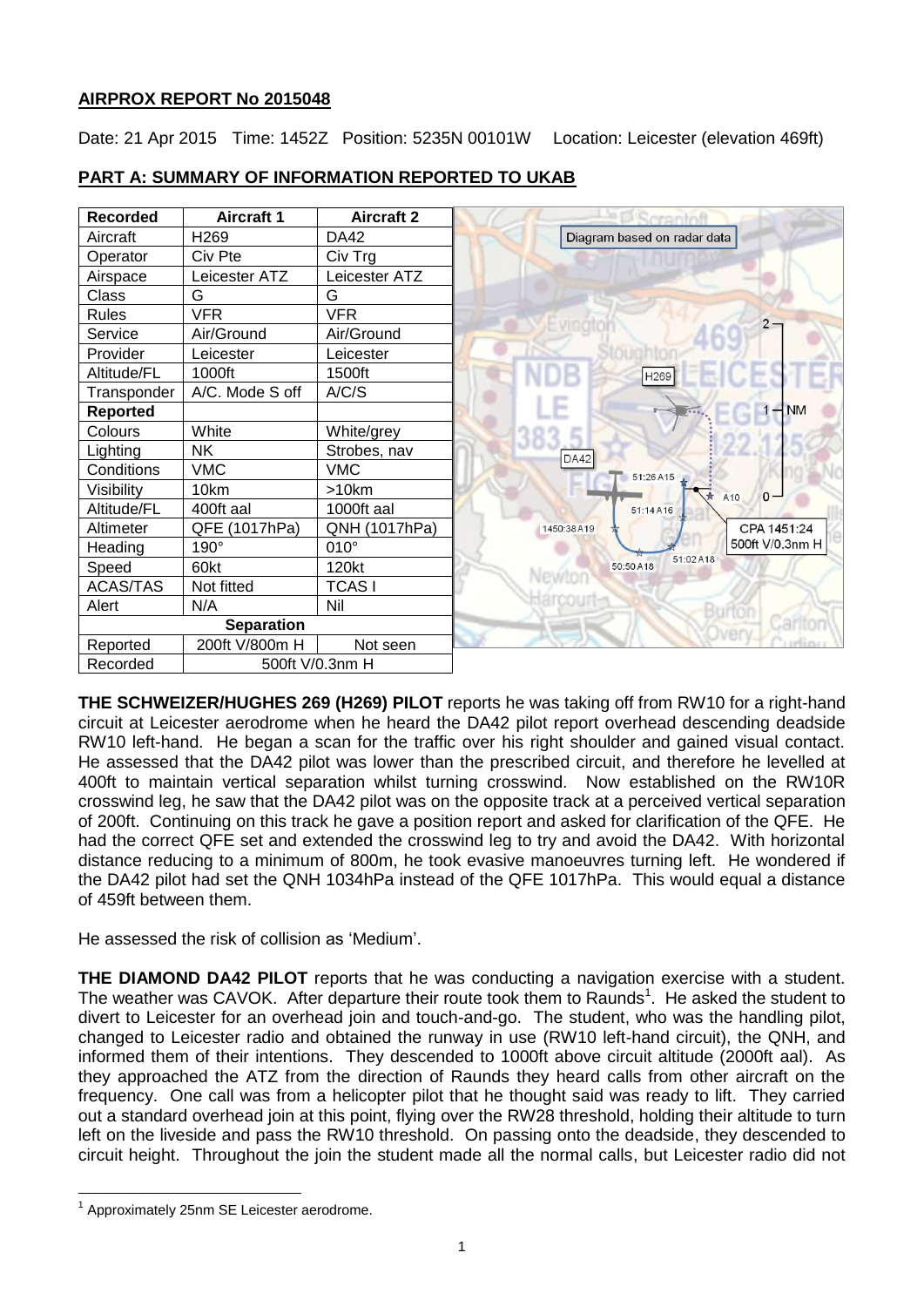## AIRPROX REPORT No 2015048

Date: 21 Apr 2015 Time: 1452Z Position: 5235N 00101W Location: Leicester (elevation 469ft)

## PART A: SUMMARY OF INFORMATION REPORTED TO UKAB

| Recorded | Aircraft 1 | Aircraft 2 |
|---|---|---|
| Aircraft | H269 | DA42 |
| Operator | Civ Pte | Civ Trg |
| Airspace | Leicester ATZ | Leicester ATZ |
| Class | G | G |
| Rules | VFR | VFR |
| Service | Air/Ground | Air/Ground |
| Provider | Leicester | Leicester |
| Altitude/FL | 1000ft | 1500ft |
| Transponder | A/C. Mode S off | A/C/S |
| **Reported** | | |
| Colours | White | White/grey |
| Lighting | NK | Strobes, nav |
| Conditions | VMC | VMC |
| Visibility | 10km | >10km |
| Altitude/FL | 400ft aal | 1000ft aal |
| Altimeter | QFE (1017hPa) | QNH (1017hPa) |
| Heading | 190° | 010° |
| Speed | 60kt | 120kt |
| ACAS/TAS | Not fitted | TCAS I |
| Alert | N/A | Nil |
| **Separation** | | |
| Reported | 200ft V/800m H | Not seen |
| Recorded | 500ft V/0.3nm H | |

Diagram based on radar data

CPA 1451:24 500ft V/0.3nm H

**THE SCHWEIZER/HUGHES 269 (H269) PILOT** reports he was taking off from RW10 for a right-hand circuit at Leicester aerodrome when he heard the DA42 pilot report overhead descending deadside RW10 left-hand. He began a scan for the traffic over his right shoulder and gained visual contact. He assessed that the DA42 pilot was lower than the prescribed circuit, and therefore he levelled at 400ft to maintain vertical separation whilst turning crosswind. Now established on the RW10R crosswind leg, he saw that the DA42 pilot was on the opposite track at a perceived vertical separation of 200ft. Continuing on this track he gave a position report and asked for clarification of the QFE. He had the correct QFE set and extended the crosswind leg to try and avoid the DA42. With horizontal distance reducing to a minimum of 800m, he took evasive manoeuvres turning left. He wondered if the DA42 pilot had set the QNH 1034hPa instead of the QFE 1017hPa. This would equal a distance of 459ft between them.

He assessed the risk of collision as 'Medium'.

**THE DIAMOND DA42 PILOT** reports that he was conducting a navigation exercise with a student. The weather was CAVOK. After departure their route took them to Raunds[1]. He asked the student to divert to Leicester for an overhead join and touch-and-go. The student, who was the handling pilot, changed to Leicester radio and obtained the runway in use (RW10 left-hand circuit), the QNH, and informed them of their intentions. They descended to 1000ft above circuit altitude (2000ft aal). As they approached the ATZ from the direction of Raunds they heard calls from other aircraft on the frequency. One call was from a helicopter pilot that he thought said was ready to lift. They carried out a standard overhead join at this point, flying over the RW28 threshold, holding their altitude to turn left on the liveside and pass the RW10 threshold. On passing onto the deadside, they descended to circuit height. Throughout the join the student made all the normal calls, but Leicester radio did not

[1] Approximately 25nm SE Leicester aerodrome.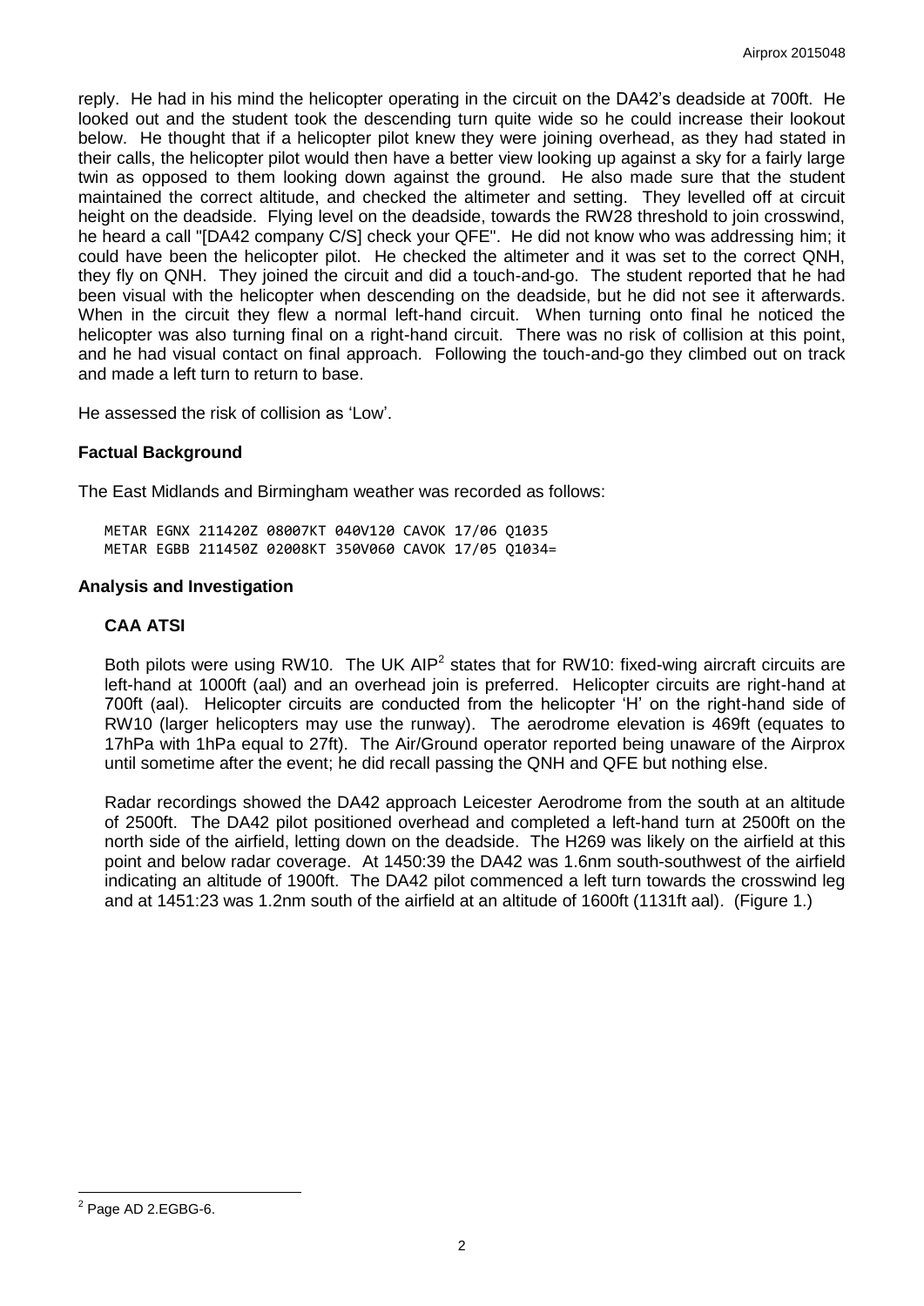reply. He had in his mind the helicopter operating in the circuit on the DA42's deadside at 700ft. He looked out and the student took the descending turn quite wide so he could increase their lookout below. He thought that if a helicopter pilot knew they were joining overhead, as they had stated in their calls, the helicopter pilot would then have a better view looking up against a sky for a fairly large twin as opposed to them looking down against the ground. He also made sure that the student maintained the correct altitude, and checked the altimeter and setting. They levelled off at circuit height on the deadside. Flying level on the deadside, towards the RW28 threshold to join crosswind, he heard a call "[DA42 company C/S] check your QFE". He did not know who was addressing him; it could have been the helicopter pilot. He checked the altimeter and it was set to the correct QNH, they fly on QNH. They joined the circuit and did a touch-and-go. The student reported that he had been visual with the helicopter when descending on the deadside, but he did not see it afterwards. When in the circuit they flew a normal left-hand circuit. When turning onto final he noticed the helicopter was also turning final on a right-hand circuit. There was no risk of collision at this point, and he had visual contact on final approach. Following the touch-and-go they climbed out on track and made a left turn to return to base.

He assessed the risk of collision as 'Low'.

### Factual Background

The East Midlands and Birmingham weather was recorded as follows:

```
METAR EGNX 211420Z 08007KT 040V120 CAVOK 17/06 Q1035
METAR EGBB 211450Z 02008KT 350V060 CAVOK 17/05 Q1034=
```

### Analysis and Investigation

#### CAA ATSI

Both pilots were using RW10. The UK AIP[2] states that for RW10: fixed-wing aircraft circuits are left-hand at 1000ft (aal) and an overhead join is preferred. Helicopter circuits are right-hand at 700ft (aal). Helicopter circuits are conducted from the helicopter 'H' on the right-hand side of RW10 (larger helicopters may use the runway). The aerodrome elevation is 469ft (equates to 17hPa with 1hPa equal to 27ft). The Air/Ground operator reported being unaware of the Airprox until sometime after the event; he did recall passing the QNH and QFE but nothing else.

Radar recordings showed the DA42 approach Leicester Aerodrome from the south at an altitude of 2500ft. The DA42 pilot positioned overhead and completed a left-hand turn at 2500ft on the north side of the airfield, letting down on the deadside. The H269 was likely on the airfield at this point and below radar coverage. At 1450:39 the DA42 was 1.6nm south-southwest of the airfield indicating an altitude of 1900ft. The DA42 pilot commenced a left turn towards the crosswind leg and at 1451:23 was 1.2nm south of the airfield at an altitude of 1600ft (1131ft aal). (Figure 1.)

[2] Page AD 2.EGBG-6.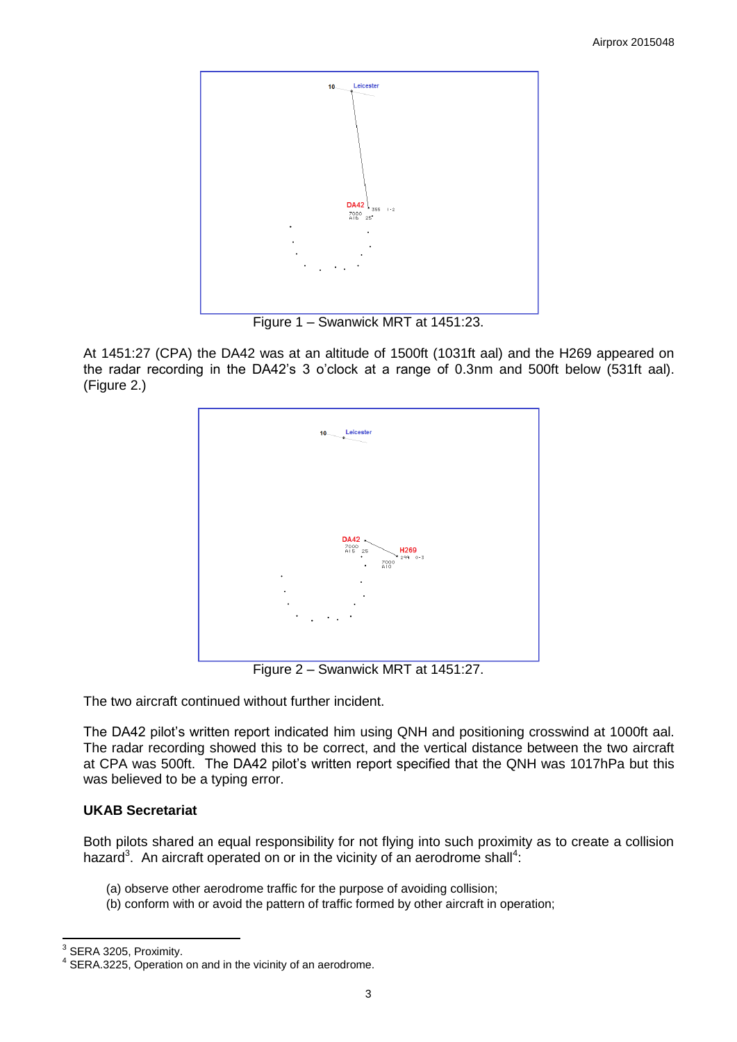Figure 1 – Swanwick MRT at 1451:23.

At 1451:27 (CPA) the DA42 was at an altitude of 1500ft (1031ft aal) and the H269 appeared on the radar recording in the DA42's 3 o'clock at a range of 0.3nm and 500ft below (531ft aal). (Figure 2.)

Figure 2 – Swanwick MRT at 1451:27.

The two aircraft continued without further incident.

The DA42 pilot's written report indicated him using QNH and positioning crosswind at 1000ft aal. The radar recording showed this to be correct, and the vertical distance between the two aircraft at CPA was 500ft. The DA42 pilot's written report specified that the QNH was 1017hPa but this was believed to be a typing error.

**UKAB Secretariat**

Both pilots shared an equal responsibility for not flying into such proximity as to create a collision hazard[3]. An aircraft operated on or in the vicinity of an aerodrome shall[4]:

(a) observe other aerodrome traffic for the purpose of avoiding collision;
(b) conform with or avoid the pattern of traffic formed by other aircraft in operation;

[3] SERA 3205, Proximity.
[4] SERA.3225, Operation on and in the vicinity of an aerodrome.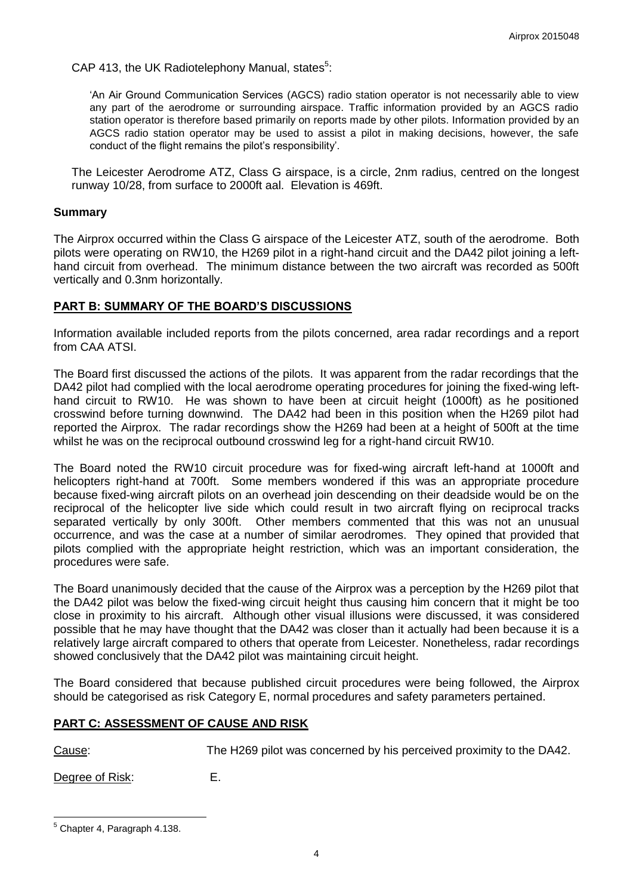CAP 413, the UK Radiotelephony Manual, states[5]:

> 'An Air Ground Communication Services (AGCS) radio station operator is not necessarily able to view any part of the aerodrome or surrounding airspace. Traffic information provided by an AGCS radio station operator is therefore based primarily on reports made by other pilots. Information provided by an AGCS radio station operator may be used to assist a pilot in making decisions, however, the safe conduct of the flight remains the pilot's responsibility'.

The Leicester Aerodrome ATZ, Class G airspace, is a circle, 2nm radius, centred on the longest runway 10/28, from surface to 2000ft aal. Elevation is 469ft.

### Summary

The Airprox occurred within the Class G airspace of the Leicester ATZ, south of the aerodrome. Both pilots were operating on RW10, the H269 pilot in a right-hand circuit and the DA42 pilot joining a left-hand circuit from overhead. The minimum distance between the two aircraft was recorded as 500ft vertically and 0.3nm horizontally.

## PART B: SUMMARY OF THE BOARD'S DISCUSSIONS

Information available included reports from the pilots concerned, area radar recordings and a report from CAA ATSI.

The Board first discussed the actions of the pilots. It was apparent from the radar recordings that the DA42 pilot had complied with the local aerodrome operating procedures for joining the fixed-wing left-hand circuit to RW10. He was shown to have been at circuit height (1000ft) as he positioned crosswind before turning downwind. The DA42 had been in this position when the H269 pilot had reported the Airprox. The radar recordings show the H269 had been at a height of 500ft at the time whilst he was on the reciprocal outbound crosswind leg for a right-hand circuit RW10.

The Board noted the RW10 circuit procedure was for fixed-wing aircraft left-hand at 1000ft and helicopters right-hand at 700ft. Some members wondered if this was an appropriate procedure because fixed-wing aircraft pilots on an overhead join descending on their deadside would be on the reciprocal of the helicopter live side which could result in two aircraft flying on reciprocal tracks separated vertically by only 300ft. Other members commented that this was not an unusual occurrence, and was the case at a number of similar aerodromes. They opined that provided that pilots complied with the appropriate height restriction, which was an important consideration, the procedures were safe.

The Board unanimously decided that the cause of the Airprox was a perception by the H269 pilot that the DA42 pilot was below the fixed-wing circuit height thus causing him concern that it might be too close in proximity to his aircraft. Although other visual illusions were discussed, it was considered possible that he may have thought that the DA42 was closer than it actually had been because it is a relatively large aircraft compared to others that operate from Leicester. Nonetheless, radar recordings showed conclusively that the DA42 pilot was maintaining circuit height.

The Board considered that because published circuit procedures were being followed, the Airprox should be categorised as risk Category E, normal procedures and safety parameters pertained.

## PART C: ASSESSMENT OF CAUSE AND RISK

Cause: The H269 pilot was concerned by his perceived proximity to the DA42.

Degree of Risk: E.

[5] Chapter 4, Paragraph 4.138.